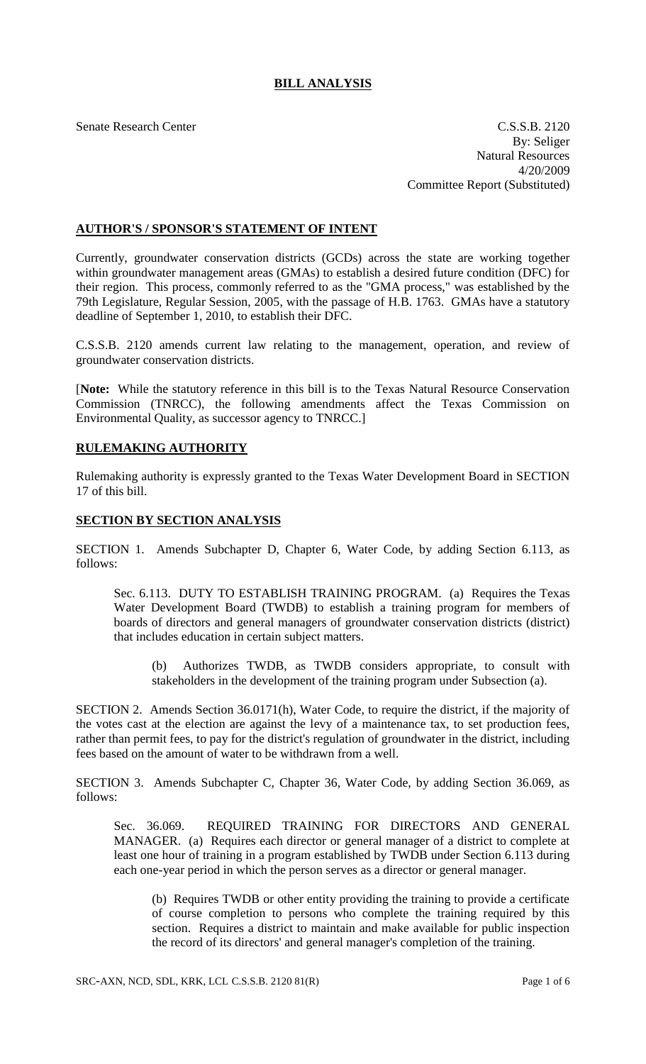# BILL ANALYSIS

Senate Research Center

C.S.S.B. 2120
By: Seliger
Natural Resources
4/20/2009
Committee Report (Substituted)

## AUTHOR'S / SPONSOR'S STATEMENT OF INTENT

Currently, groundwater conservation districts (GCDs) across the state are working together within groundwater management areas (GMAs) to establish a desired future condition (DFC) for their region. This process, commonly referred to as the "GMA process," was established by the 79th Legislature, Regular Session, 2005, with the passage of H.B. 1763. GMAs have a statutory deadline of September 1, 2010, to establish their DFC.

C.S.S.B. 2120 amends current law relating to the management, operation, and review of groundwater conservation districts.

[**Note:** While the statutory reference in this bill is to the Texas Natural Resource Conservation Commission (TNRCC), the following amendments affect the Texas Commission on Environmental Quality, as successor agency to TNRCC.]

## RULEMAKING AUTHORITY

Rulemaking authority is expressly granted to the Texas Water Development Board in SECTION 17 of this bill.

## SECTION BY SECTION ANALYSIS

SECTION 1. Amends Subchapter D, Chapter 6, Water Code, by adding Section 6.113, as follows:

Sec. 6.113. DUTY TO ESTABLISH TRAINING PROGRAM. (a) Requires the Texas Water Development Board (TWDB) to establish a training program for members of boards of directors and general managers of groundwater conservation districts (district) that includes education in certain subject matters.

(b) Authorizes TWDB, as TWDB considers appropriate, to consult with stakeholders in the development of the training program under Subsection (a).

SECTION 2. Amends Section 36.0171(h), Water Code, to require the district, if the majority of the votes cast at the election are against the levy of a maintenance tax, to set production fees, rather than permit fees, to pay for the district's regulation of groundwater in the district, including fees based on the amount of water to be withdrawn from a well.

SECTION 3. Amends Subchapter C, Chapter 36, Water Code, by adding Section 36.069, as follows:

Sec. 36.069. REQUIRED TRAINING FOR DIRECTORS AND GENERAL MANAGER. (a) Requires each director or general manager of a district to complete at least one hour of training in a program established by TWDB under Section 6.113 during each one-year period in which the person serves as a director or general manager.

(b) Requires TWDB or other entity providing the training to provide a certificate of course completion to persons who complete the training required by this section. Requires a district to maintain and make available for public inspection the record of its directors' and general manager's completion of the training.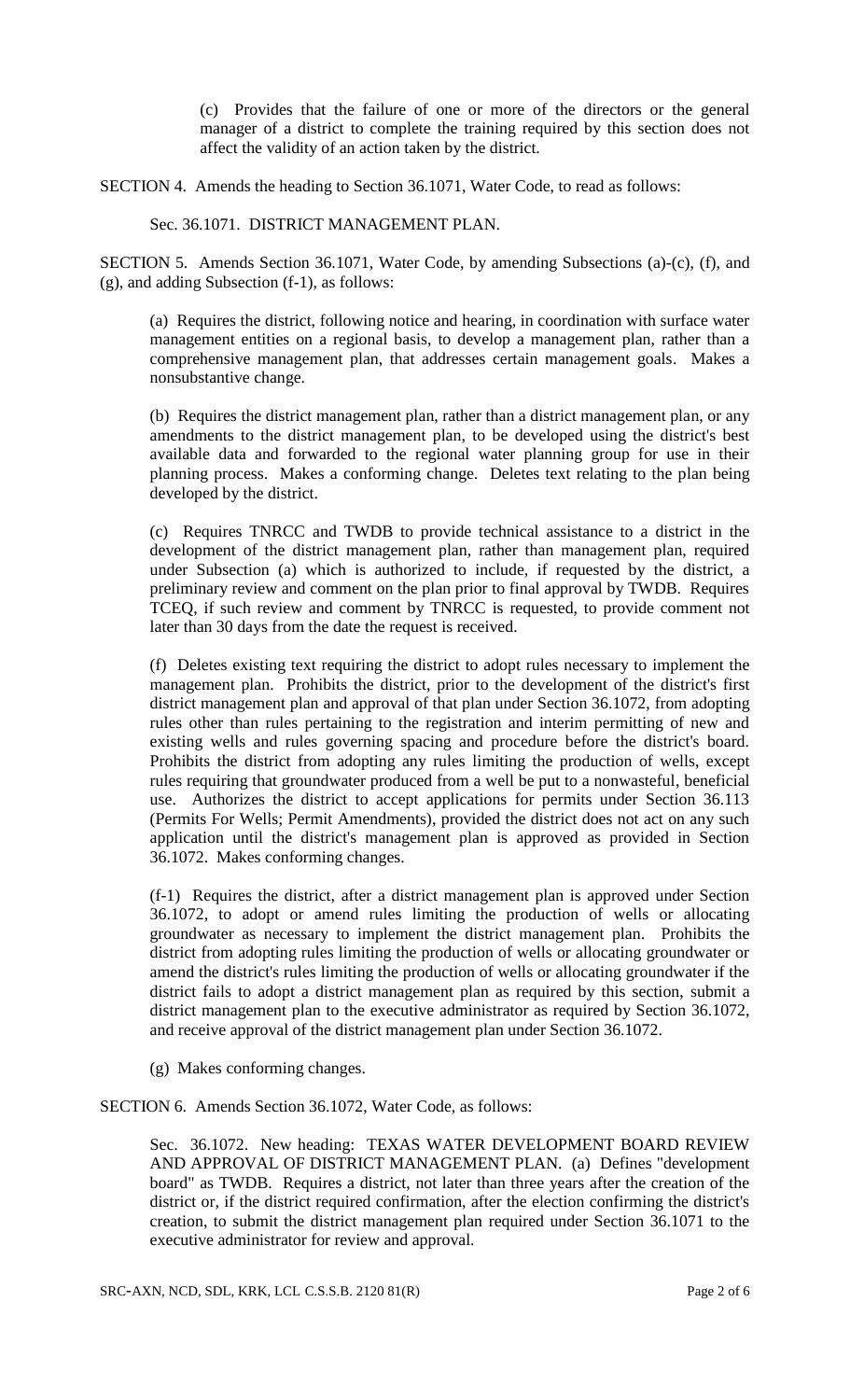(c) Provides that the failure of one or more of the directors or the general manager of a district to complete the training required by this section does not affect the validity of an action taken by the district.

SECTION 4. Amends the heading to Section 36.1071, Water Code, to read as follows:

Sec. 36.1071. DISTRICT MANAGEMENT PLAN.

SECTION 5. Amends Section 36.1071, Water Code, by amending Subsections (a)-(c), (f), and (g), and adding Subsection (f-1), as follows:

(a) Requires the district, following notice and hearing, in coordination with surface water management entities on a regional basis, to develop a management plan, rather than a comprehensive management plan, that addresses certain management goals. Makes a nonsubstantive change.

(b) Requires the district management plan, rather than a district management plan, or any amendments to the district management plan, to be developed using the district's best available data and forwarded to the regional water planning group for use in their planning process. Makes a conforming change. Deletes text relating to the plan being developed by the district.

(c) Requires TNRCC and TWDB to provide technical assistance to a district in the development of the district management plan, rather than management plan, required under Subsection (a) which is authorized to include, if requested by the district, a preliminary review and comment on the plan prior to final approval by TWDB. Requires TCEQ, if such review and comment by TNRCC is requested, to provide comment not later than 30 days from the date the request is received.

(f) Deletes existing text requiring the district to adopt rules necessary to implement the management plan. Prohibits the district, prior to the development of the district's first district management plan and approval of that plan under Section 36.1072, from adopting rules other than rules pertaining to the registration and interim permitting of new and existing wells and rules governing spacing and procedure before the district's board. Prohibits the district from adopting any rules limiting the production of wells, except rules requiring that groundwater produced from a well be put to a nonwasteful, beneficial use. Authorizes the district to accept applications for permits under Section 36.113 (Permits For Wells; Permit Amendments), provided the district does not act on any such application until the district's management plan is approved as provided in Section 36.1072. Makes conforming changes.

(f-1) Requires the district, after a district management plan is approved under Section 36.1072, to adopt or amend rules limiting the production of wells or allocating groundwater as necessary to implement the district management plan. Prohibits the district from adopting rules limiting the production of wells or allocating groundwater or amend the district's rules limiting the production of wells or allocating groundwater if the district fails to adopt a district management plan as required by this section, submit a district management plan to the executive administrator as required by Section 36.1072, and receive approval of the district management plan under Section 36.1072.

(g) Makes conforming changes.

SECTION 6. Amends Section 36.1072, Water Code, as follows:

Sec. 36.1072. New heading: TEXAS WATER DEVELOPMENT BOARD REVIEW AND APPROVAL OF DISTRICT MANAGEMENT PLAN. (a) Defines "development board" as TWDB. Requires a district, not later than three years after the creation of the district or, if the district required confirmation, after the election confirming the district's creation, to submit the district management plan required under Section 36.1071 to the executive administrator for review and approval.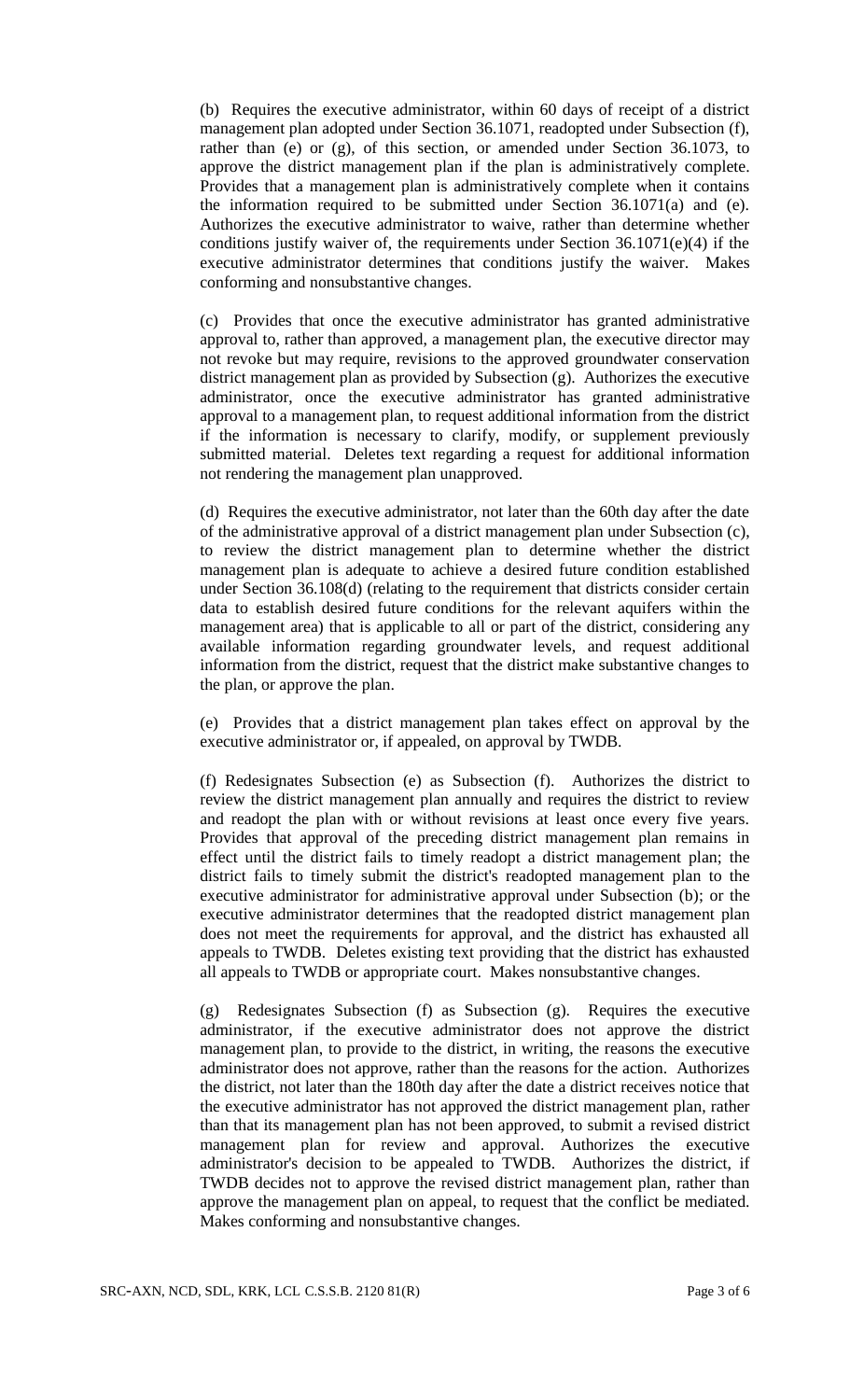(b) Requires the executive administrator, within 60 days of receipt of a district management plan adopted under Section 36.1071, readopted under Subsection (f), rather than (e) or (g), of this section, or amended under Section 36.1073, to approve the district management plan if the plan is administratively complete. Provides that a management plan is administratively complete when it contains the information required to be submitted under Section 36.1071(a) and (e). Authorizes the executive administrator to waive, rather than determine whether conditions justify waiver of, the requirements under Section 36.1071(e)(4) if the executive administrator determines that conditions justify the waiver. Makes conforming and nonsubstantive changes.

(c) Provides that once the executive administrator has granted administrative approval to, rather than approved, a management plan, the executive director may not revoke but may require, revisions to the approved groundwater conservation district management plan as provided by Subsection (g). Authorizes the executive administrator, once the executive administrator has granted administrative approval to a management plan, to request additional information from the district if the information is necessary to clarify, modify, or supplement previously submitted material. Deletes text regarding a request for additional information not rendering the management plan unapproved.

(d) Requires the executive administrator, not later than the 60th day after the date of the administrative approval of a district management plan under Subsection (c), to review the district management plan to determine whether the district management plan is adequate to achieve a desired future condition established under Section 36.108(d) (relating to the requirement that districts consider certain data to establish desired future conditions for the relevant aquifers within the management area) that is applicable to all or part of the district, considering any available information regarding groundwater levels, and request additional information from the district, request that the district make substantive changes to the plan, or approve the plan.

(e) Provides that a district management plan takes effect on approval by the executive administrator or, if appealed, on approval by TWDB.

(f) Redesignates Subsection (e) as Subsection (f). Authorizes the district to review the district management plan annually and requires the district to review and readopt the plan with or without revisions at least once every five years. Provides that approval of the preceding district management plan remains in effect until the district fails to timely readopt a district management plan; the district fails to timely submit the district's readopted management plan to the executive administrator for administrative approval under Subsection (b); or the executive administrator determines that the readopted district management plan does not meet the requirements for approval, and the district has exhausted all appeals to TWDB. Deletes existing text providing that the district has exhausted all appeals to TWDB or appropriate court. Makes nonsubstantive changes.

(g) Redesignates Subsection (f) as Subsection (g). Requires the executive administrator, if the executive administrator does not approve the district management plan, to provide to the district, in writing, the reasons the executive administrator does not approve, rather than the reasons for the action. Authorizes the district, not later than the 180th day after the date a district receives notice that the executive administrator has not approved the district management plan, rather than that its management plan has not been approved, to submit a revised district management plan for review and approval. Authorizes the executive administrator's decision to be appealed to TWDB. Authorizes the district, if TWDB decides not to approve the revised district management plan, rather than approve the management plan on appeal, to request that the conflict be mediated. Makes conforming and nonsubstantive changes.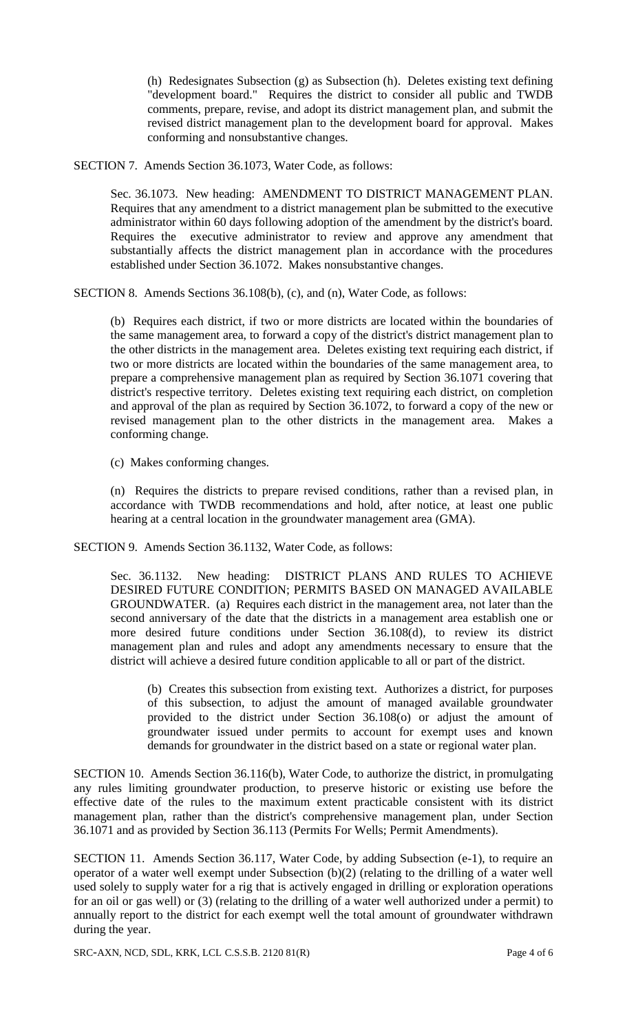(h) Redesignates Subsection (g) as Subsection (h). Deletes existing text defining "development board." Requires the district to consider all public and TWDB comments, prepare, revise, and adopt its district management plan, and submit the revised district management plan to the development board for approval. Makes conforming and nonsubstantive changes.

SECTION 7. Amends Section 36.1073, Water Code, as follows:

Sec. 36.1073. New heading: AMENDMENT TO DISTRICT MANAGEMENT PLAN. Requires that any amendment to a district management plan be submitted to the executive administrator within 60 days following adoption of the amendment by the district's board. Requires the executive administrator to review and approve any amendment that substantially affects the district management plan in accordance with the procedures established under Section 36.1072. Makes nonsubstantive changes.

SECTION 8. Amends Sections 36.108(b), (c), and (n), Water Code, as follows:

(b) Requires each district, if two or more districts are located within the boundaries of the same management area, to forward a copy of the district's district management plan to the other districts in the management area. Deletes existing text requiring each district, if two or more districts are located within the boundaries of the same management area, to prepare a comprehensive management plan as required by Section 36.1071 covering that district's respective territory. Deletes existing text requiring each district, on completion and approval of the plan as required by Section 36.1072, to forward a copy of the new or revised management plan to the other districts in the management area. Makes a conforming change.

(c) Makes conforming changes.

(n) Requires the districts to prepare revised conditions, rather than a revised plan, in accordance with TWDB recommendations and hold, after notice, at least one public hearing at a central location in the groundwater management area (GMA).

SECTION 9. Amends Section 36.1132, Water Code, as follows:

Sec. 36.1132. New heading: DISTRICT PLANS AND RULES TO ACHIEVE DESIRED FUTURE CONDITION; PERMITS BASED ON MANAGED AVAILABLE GROUNDWATER. (a) Requires each district in the management area, not later than the second anniversary of the date that the districts in a management area establish one or more desired future conditions under Section 36.108(d), to review its district management plan and rules and adopt any amendments necessary to ensure that the district will achieve a desired future condition applicable to all or part of the district.

(b) Creates this subsection from existing text. Authorizes a district, for purposes of this subsection, to adjust the amount of managed available groundwater provided to the district under Section 36.108(o) or adjust the amount of groundwater issued under permits to account for exempt uses and known demands for groundwater in the district based on a state or regional water plan.

SECTION 10. Amends Section 36.116(b), Water Code, to authorize the district, in promulgating any rules limiting groundwater production, to preserve historic or existing use before the effective date of the rules to the maximum extent practicable consistent with its district management plan, rather than the district's comprehensive management plan, under Section 36.1071 and as provided by Section 36.113 (Permits For Wells; Permit Amendments).

SECTION 11. Amends Section 36.117, Water Code, by adding Subsection (e-1), to require an operator of a water well exempt under Subsection (b)(2) (relating to the drilling of a water well used solely to supply water for a rig that is actively engaged in drilling or exploration operations for an oil or gas well) or (3) (relating to the drilling of a water well authorized under a permit) to annually report to the district for each exempt well the total amount of groundwater withdrawn during the year.

SRC-AXN, NCD, SDL, KRK, LCL C.S.S.B. 2120 81(R)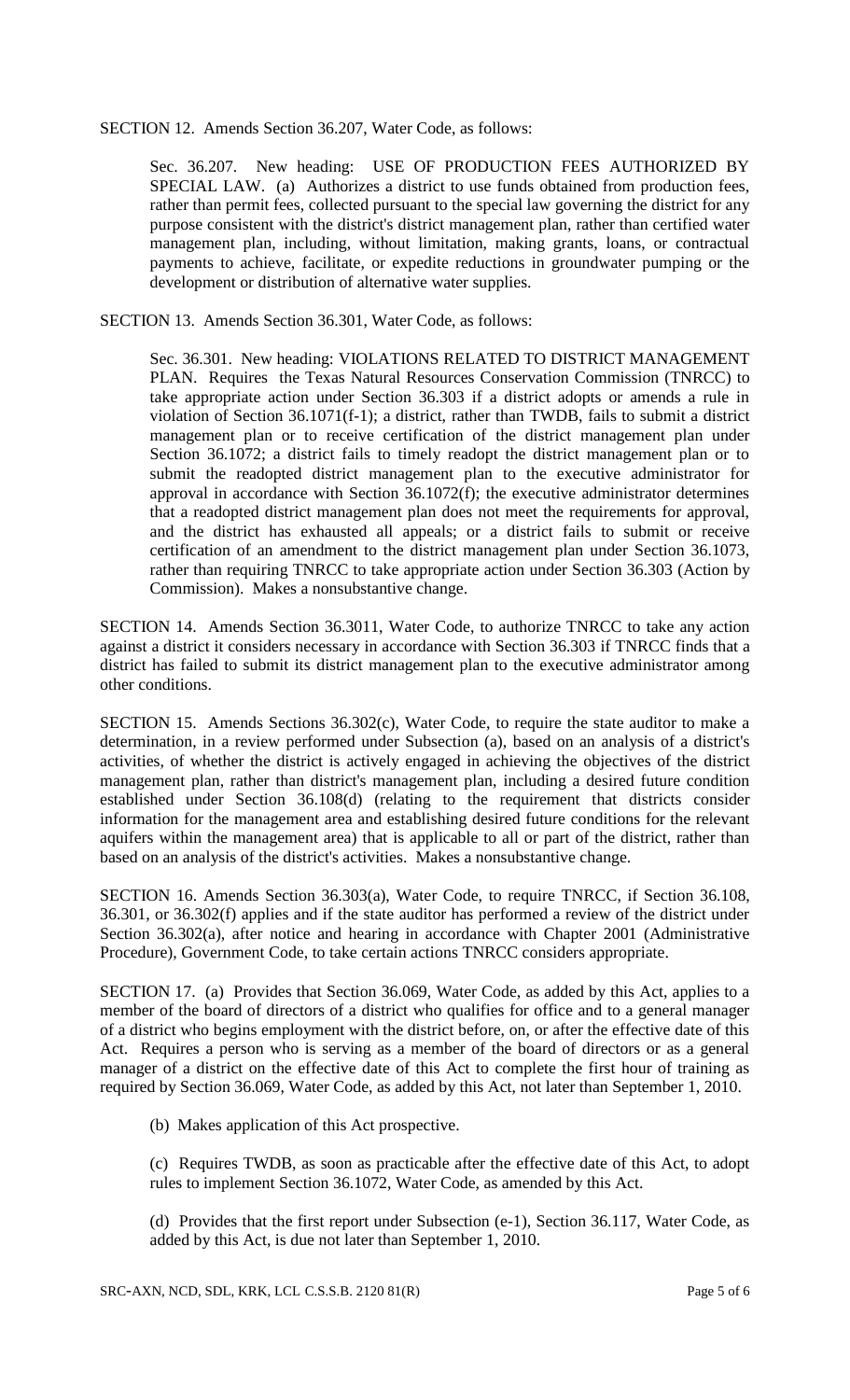SECTION 12. Amends Section 36.207, Water Code, as follows:

Sec. 36.207. New heading: USE OF PRODUCTION FEES AUTHORIZED BY SPECIAL LAW. (a) Authorizes a district to use funds obtained from production fees, rather than permit fees, collected pursuant to the special law governing the district for any purpose consistent with the district's district management plan, rather than certified water management plan, including, without limitation, making grants, loans, or contractual payments to achieve, facilitate, or expedite reductions in groundwater pumping or the development or distribution of alternative water supplies.

SECTION 13. Amends Section 36.301, Water Code, as follows:

Sec. 36.301. New heading: VIOLATIONS RELATED TO DISTRICT MANAGEMENT PLAN. Requires the Texas Natural Resources Conservation Commission (TNRCC) to take appropriate action under Section 36.303 if a district adopts or amends a rule in violation of Section 36.1071(f-1); a district, rather than TWDB, fails to submit a district management plan or to receive certification of the district management plan under Section 36.1072; a district fails to timely readopt the district management plan or to submit the readopted district management plan to the executive administrator for approval in accordance with Section 36.1072(f); the executive administrator determines that a readopted district management plan does not meet the requirements for approval, and the district has exhausted all appeals; or a district fails to submit or receive certification of an amendment to the district management plan under Section 36.1073, rather than requiring TNRCC to take appropriate action under Section 36.303 (Action by Commission). Makes a nonsubstantive change.

SECTION 14. Amends Section 36.3011, Water Code, to authorize TNRCC to take any action against a district it considers necessary in accordance with Section 36.303 if TNRCC finds that a district has failed to submit its district management plan to the executive administrator among other conditions.

SECTION 15. Amends Sections 36.302(c), Water Code, to require the state auditor to make a determination, in a review performed under Subsection (a), based on an analysis of a district's activities, of whether the district is actively engaged in achieving the objectives of the district management plan, rather than district's management plan, including a desired future condition established under Section 36.108(d) (relating to the requirement that districts consider information for the management area and establishing desired future conditions for the relevant aquifers within the management area) that is applicable to all or part of the district, rather than based on an analysis of the district's activities. Makes a nonsubstantive change.

SECTION 16. Amends Section 36.303(a), Water Code, to require TNRCC, if Section 36.108, 36.301, or 36.302(f) applies and if the state auditor has performed a review of the district under Section 36.302(a), after notice and hearing in accordance with Chapter 2001 (Administrative Procedure), Government Code, to take certain actions TNRCC considers appropriate.

SECTION 17. (a) Provides that Section 36.069, Water Code, as added by this Act, applies to a member of the board of directors of a district who qualifies for office and to a general manager of a district who begins employment with the district before, on, or after the effective date of this Act. Requires a person who is serving as a member of the board of directors or as a general manager of a district on the effective date of this Act to complete the first hour of training as required by Section 36.069, Water Code, as added by this Act, not later than September 1, 2010.

(b) Makes application of this Act prospective.

(c) Requires TWDB, as soon as practicable after the effective date of this Act, to adopt rules to implement Section 36.1072, Water Code, as amended by this Act.

(d) Provides that the first report under Subsection (e-1), Section 36.117, Water Code, as added by this Act, is due not later than September 1, 2010.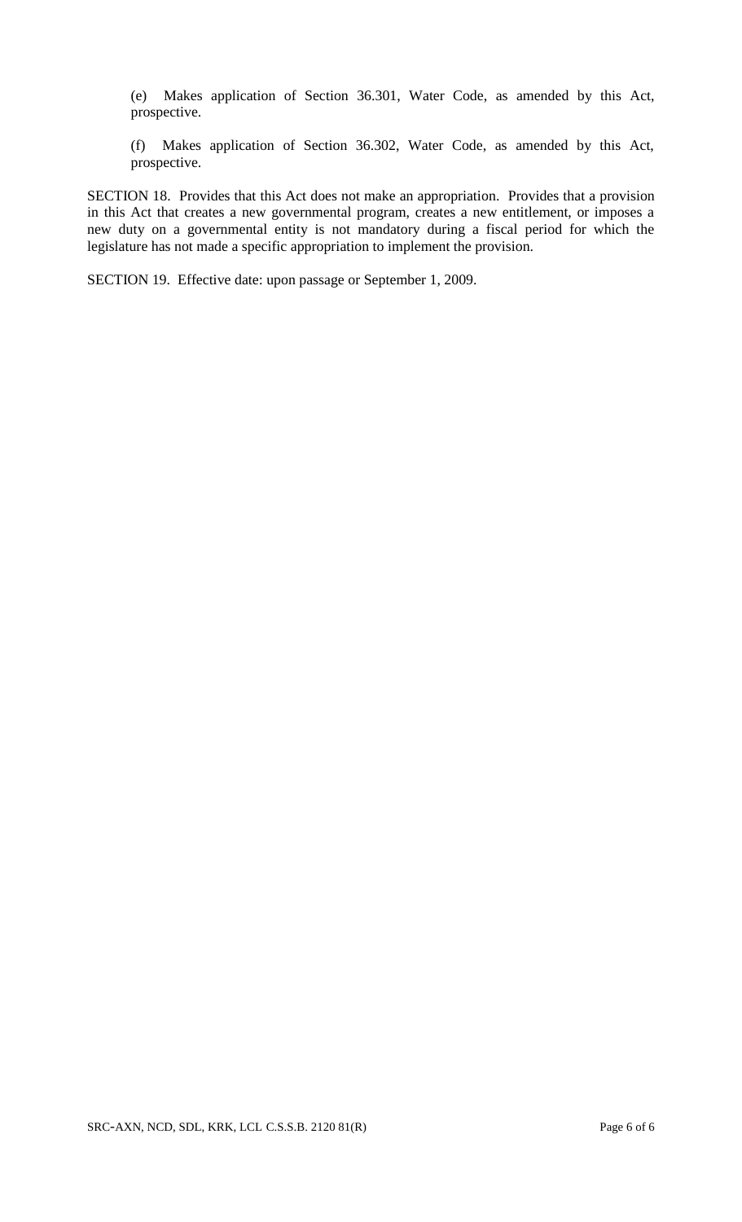(e) Makes application of Section 36.301, Water Code, as amended by this Act, prospective.

(f) Makes application of Section 36.302, Water Code, as amended by this Act, prospective.

SECTION 18. Provides that this Act does not make an appropriation. Provides that a provision in this Act that creates a new governmental program, creates a new entitlement, or imposes a new duty on a governmental entity is not mandatory during a fiscal period for which the legislature has not made a specific appropriation to implement the provision.

SECTION 19. Effective date: upon passage or September 1, 2009.